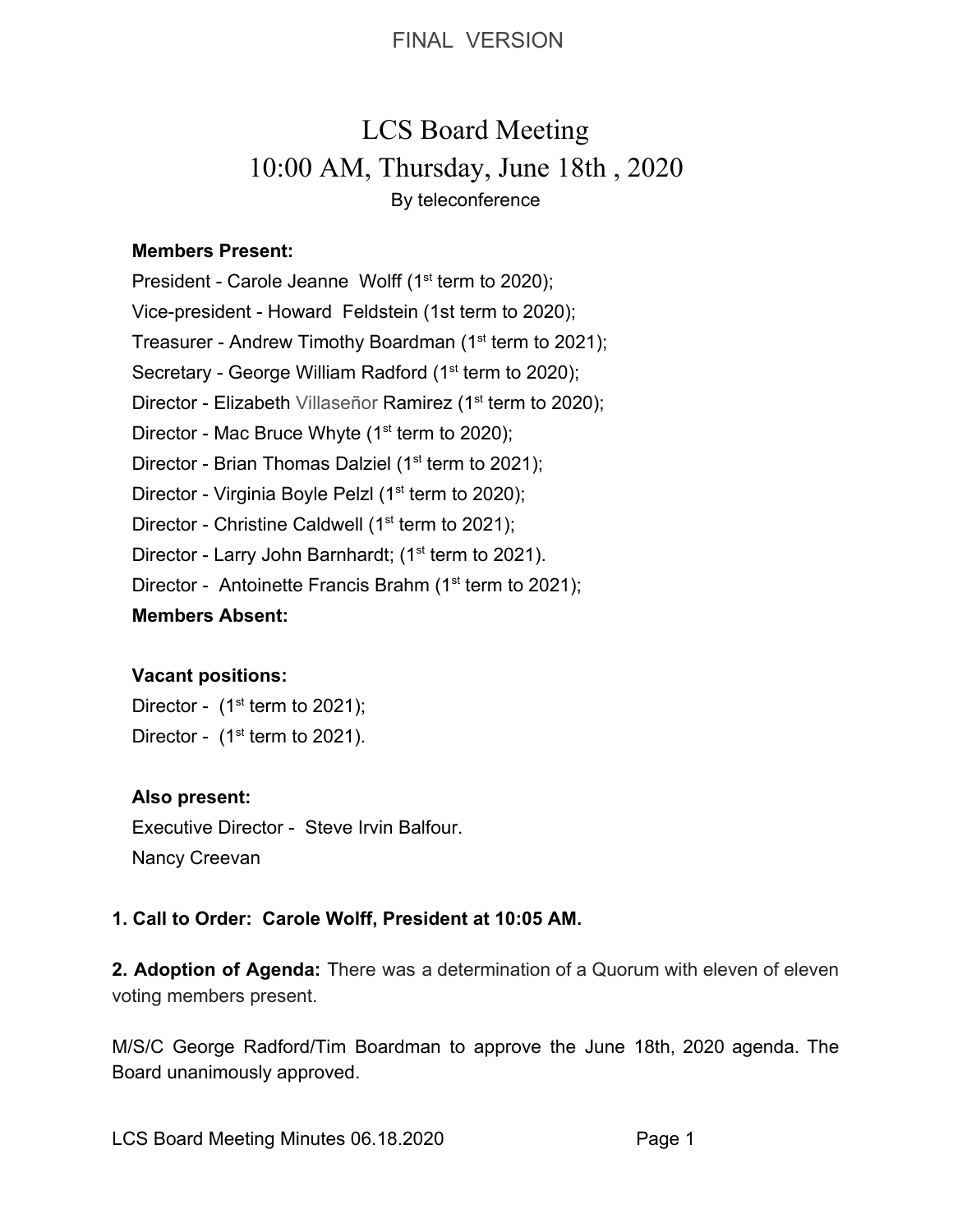FINAL VERSION

# LCS Board Meeting
## 10:00 AM, Thursday, June 18th , 2020
By teleconference

**Members Present:**

President - Carole Jeanne Wolff (1st term to 2020);
Vice-president - Howard Feldstein (1st term to 2020);
Treasurer - Andrew Timothy Boardman (1st term to 2021);
Secretary - George William Radford (1st term to 2020);
Director - Elizabeth Villaseñor Ramirez (1st term to 2020);
Director - Mac Bruce Whyte (1st term to 2020);
Director - Brian Thomas Dalziel (1st term to 2021);
Director - Virginia Boyle Pelzl (1st term to 2020);
Director - Christine Caldwell (1st term to 2021);
Director - Larry John Barnhardt; (1st term to 2021).
Director - Antoinette Francis Brahm (1st term to 2021);

**Members Absent:**

**Vacant positions:**

Director - (1st term to 2021);
Director - (1st term to 2021).

**Also present:**

Executive Director - Steve Irvin Balfour.
Nancy Creevan

**1. Call to Order: Carole Wolff, President at 10:05 AM.**

**2. Adoption of Agenda:** There was a determination of a Quorum with eleven of eleven voting members present.

M/S/C George Radford/Tim Boardman to approve the June 18th, 2020 agenda. The Board unanimously approved.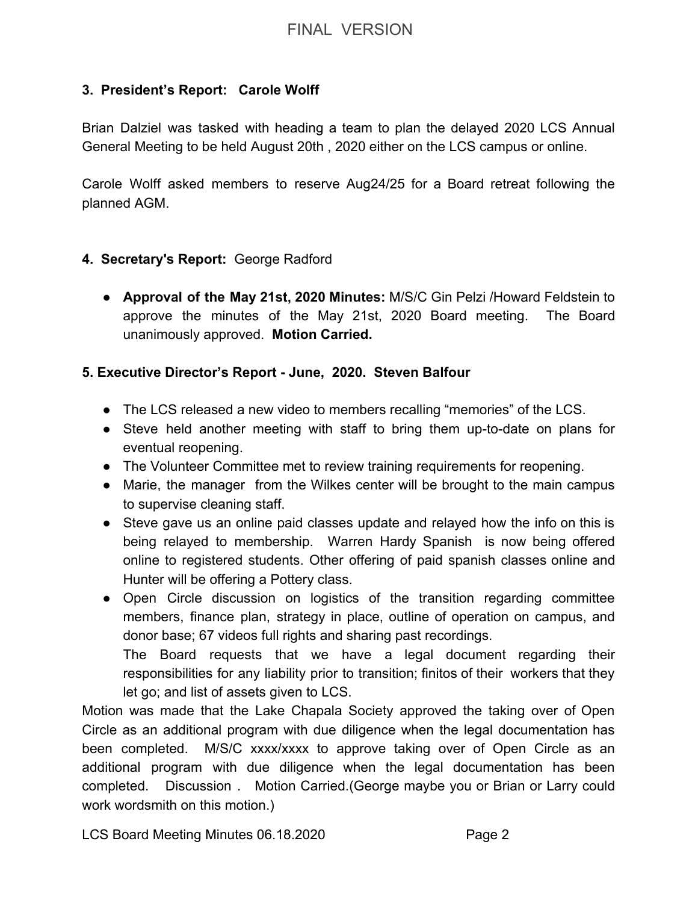### 3. President's Report: Carole Wolff

Brian Dalziel was tasked with heading a team to plan the delayed 2020 LCS Annual General Meeting to be held August 20th , 2020 either on the LCS campus or online.

Carole Wolff asked members to reserve Aug24/25 for a Board retreat following the planned AGM.

### 4. Secretary's Report: George Radford

- **Approval of the May 21st, 2020 Minutes:** M/S/C Gin Pelzi /Howard Feldstein to approve the minutes of the May 21st, 2020 Board meeting. The Board unanimously approved. **Motion Carried.**

### 5. Executive Director's Report - June, 2020. Steven Balfour

- The LCS released a new video to members recalling "memories" of the LCS.
- Steve held another meeting with staff to bring them up-to-date on plans for eventual reopening.
- The Volunteer Committee met to review training requirements for reopening.
- Marie, the manager from the Wilkes center will be brought to the main campus to supervise cleaning staff.
- Steve gave us an online paid classes update and relayed how the info on this is being relayed to membership. Warren Hardy Spanish is now being offered online to registered students. Other offering of paid spanish classes online and Hunter will be offering a Pottery class.
- Open Circle discussion on logistics of the transition regarding committee members, finance plan, strategy in place, outline of operation on campus, and donor base; 67 videos full rights and sharing past recordings.

  The Board requests that we have a legal document regarding their responsibilities for any liability prior to transition; finitos of their workers that they let go; and list of assets given to LCS.

Motion was made that the Lake Chapala Society approved the taking over of Open Circle as an additional program with due diligence when the legal documentation has been completed. M/S/C xxxx/xxxx to approve taking over of Open Circle as an additional program with due diligence when the legal documentation has been completed. Discussion . Motion Carried.(George maybe you or Brian or Larry could work wordsmith on this motion.)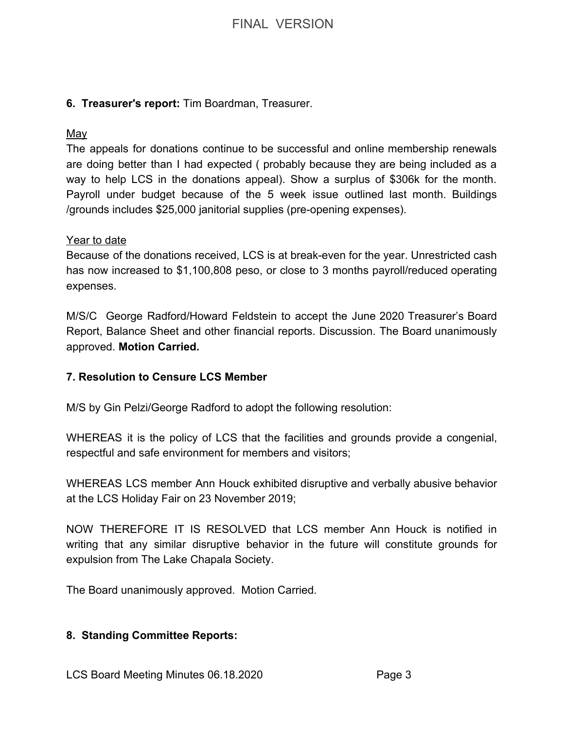**6. Treasurer's report:** Tim Boardman, Treasurer.

May

The appeals for donations continue to be successful and online membership renewals are doing better than I had expected ( probably because they are being included as a way to help LCS in the donations appeal). Show a surplus of $306k for the month. Payroll under budget because of the 5 week issue outlined last month. Buildings /grounds includes $25,000 janitorial supplies (pre-opening expenses).

Year to date

Because of the donations received, LCS is at break-even for the year. Unrestricted cash has now increased to $1,100,808 peso, or close to 3 months payroll/reduced operating expenses.

M/S/C George Radford/Howard Feldstein to accept the June 2020 Treasurer's Board Report, Balance Sheet and other financial reports. Discussion. The Board unanimously approved. **Motion Carried.**

**7. Resolution to Censure LCS Member**

M/S by Gin Pelzi/George Radford to adopt the following resolution:

WHEREAS it is the policy of LCS that the facilities and grounds provide a congenial, respectful and safe environment for members and visitors;

WHEREAS LCS member Ann Houck exhibited disruptive and verbally abusive behavior at the LCS Holiday Fair on 23 November 2019;

NOW THEREFORE IT IS RESOLVED that LCS member Ann Houck is notified in writing that any similar disruptive behavior in the future will constitute grounds for expulsion from The Lake Chapala Society.

The Board unanimously approved. Motion Carried.

**8. Standing Committee Reports:**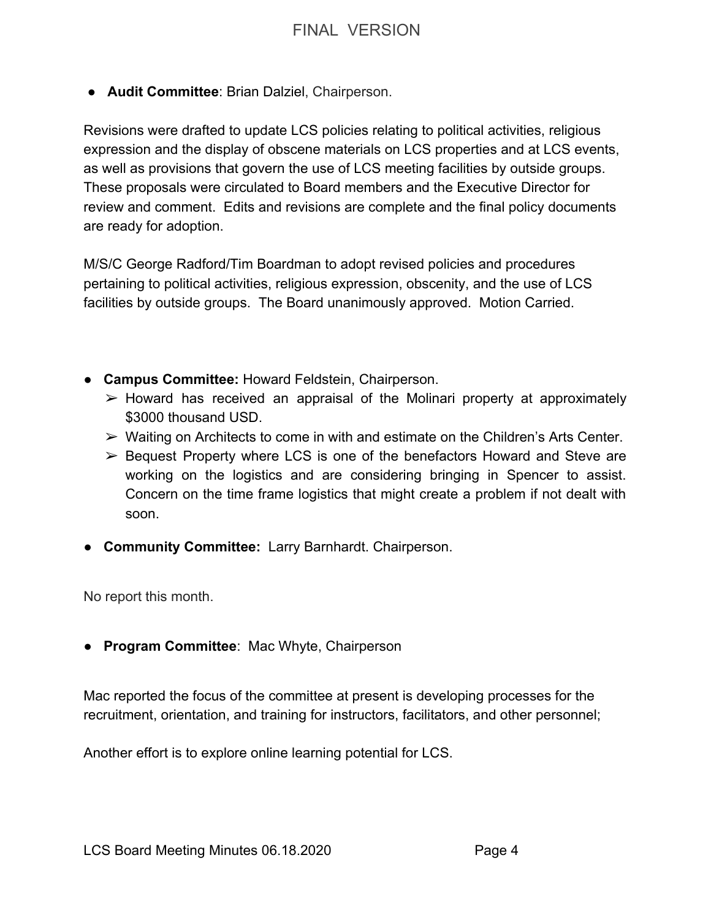- **Audit Committee**: Brian Dalziel, Chairperson.

Revisions were drafted to update LCS policies relating to political activities, religious expression and the display of obscene materials on LCS properties and at LCS events, as well as provisions that govern the use of LCS meeting facilities by outside groups. These proposals were circulated to Board members and the Executive Director for review and comment. Edits and revisions are complete and the final policy documents are ready for adoption.

M/S/C George Radford/Tim Boardman to adopt revised policies and procedures pertaining to political activities, religious expression, obscenity, and the use of LCS facilities by outside groups. The Board unanimously approved. Motion Carried.

- **Campus Committee:** Howard Feldstein, Chairperson.
  - ➢ Howard has received an appraisal of the Molinari property at approximately $3000 thousand USD.
  - ➢ Waiting on Architects to come in with and estimate on the Children's Arts Center.
  - ➢ Bequest Property where LCS is one of the benefactors Howard and Steve are working on the logistics and are considering bringing in Spencer to assist. Concern on the time frame logistics that might create a problem if not dealt with soon.

- **Community Committee:** Larry Barnhardt. Chairperson.

No report this month.

- **Program Committee**: Mac Whyte, Chairperson

Mac reported the focus of the committee at present is developing processes for the recruitment, orientation, and training for instructors, facilitators, and other personnel;

Another effort is to explore online learning potential for LCS.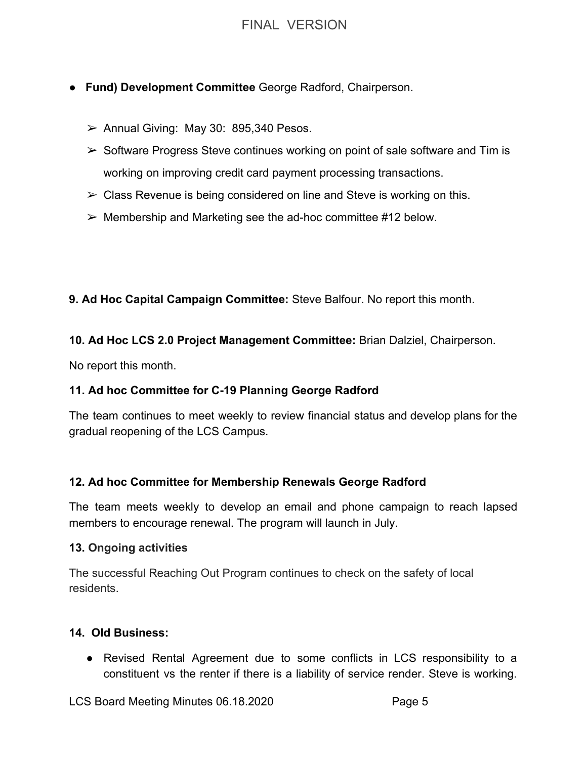- **Fund) Development Committee** George Radford, Chairperson.

  - Annual Giving: May 30: 895,340 Pesos.
  - Software Progress Steve continues working on point of sale software and Tim is working on improving credit card payment processing transactions.
  - Class Revenue is being considered on line and Steve is working on this.
  - Membership and Marketing see the ad-hoc committee #12 below.

**9. Ad Hoc Capital Campaign Committee:** Steve Balfour. No report this month.

**10. Ad Hoc LCS 2.0 Project Management Committee:** Brian Dalziel, Chairperson.

No report this month.

**11. Ad hoc Committee for C-19 Planning George Radford**

The team continues to meet weekly to review financial status and develop plans for the gradual reopening of the LCS Campus.

**12. Ad hoc Committee for Membership Renewals George Radford**

The team meets weekly to develop an email and phone campaign to reach lapsed members to encourage renewal. The program will launch in July.

**13. Ongoing activities**

The successful Reaching Out Program continues to check on the safety of local residents.

**14. Old Business:**

- Revised Rental Agreement due to some conflicts in LCS responsibility to a constituent vs the renter if there is a liability of service render. Steve is working.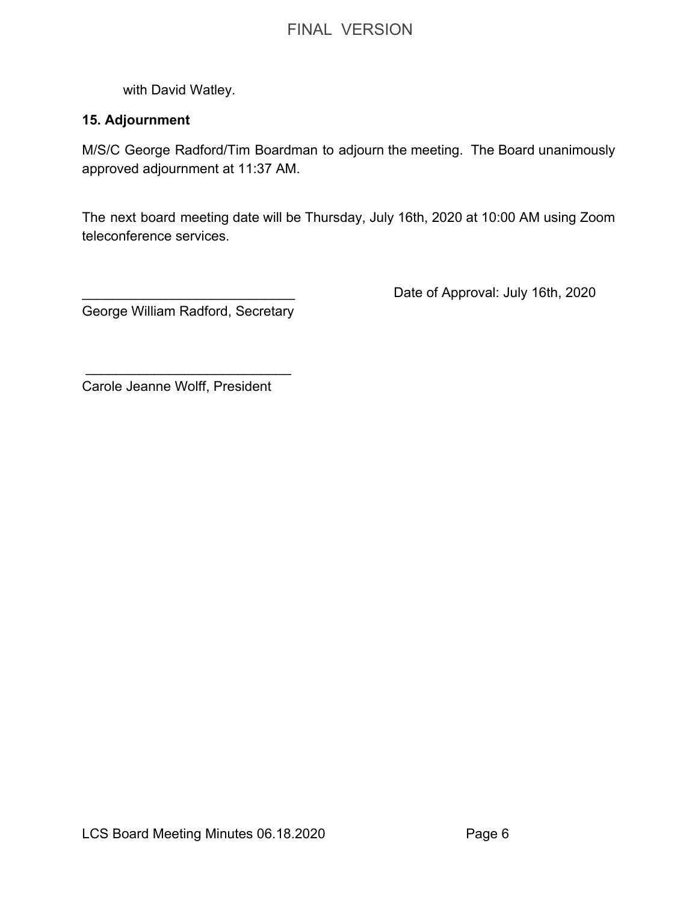with David Watley.

**15. Adjournment**

M/S/C George Radford/Tim Boardman to adjourn the meeting. The Board unanimously approved adjournment at 11:37 AM.

The next board meeting date will be Thursday, July 16th, 2020 at 10:00 AM using Zoom teleconference services.

___________________________ Date of Approval: July 16th, 2020

George William Radford, Secretary

___________________________

Carole Jeanne Wolff, President